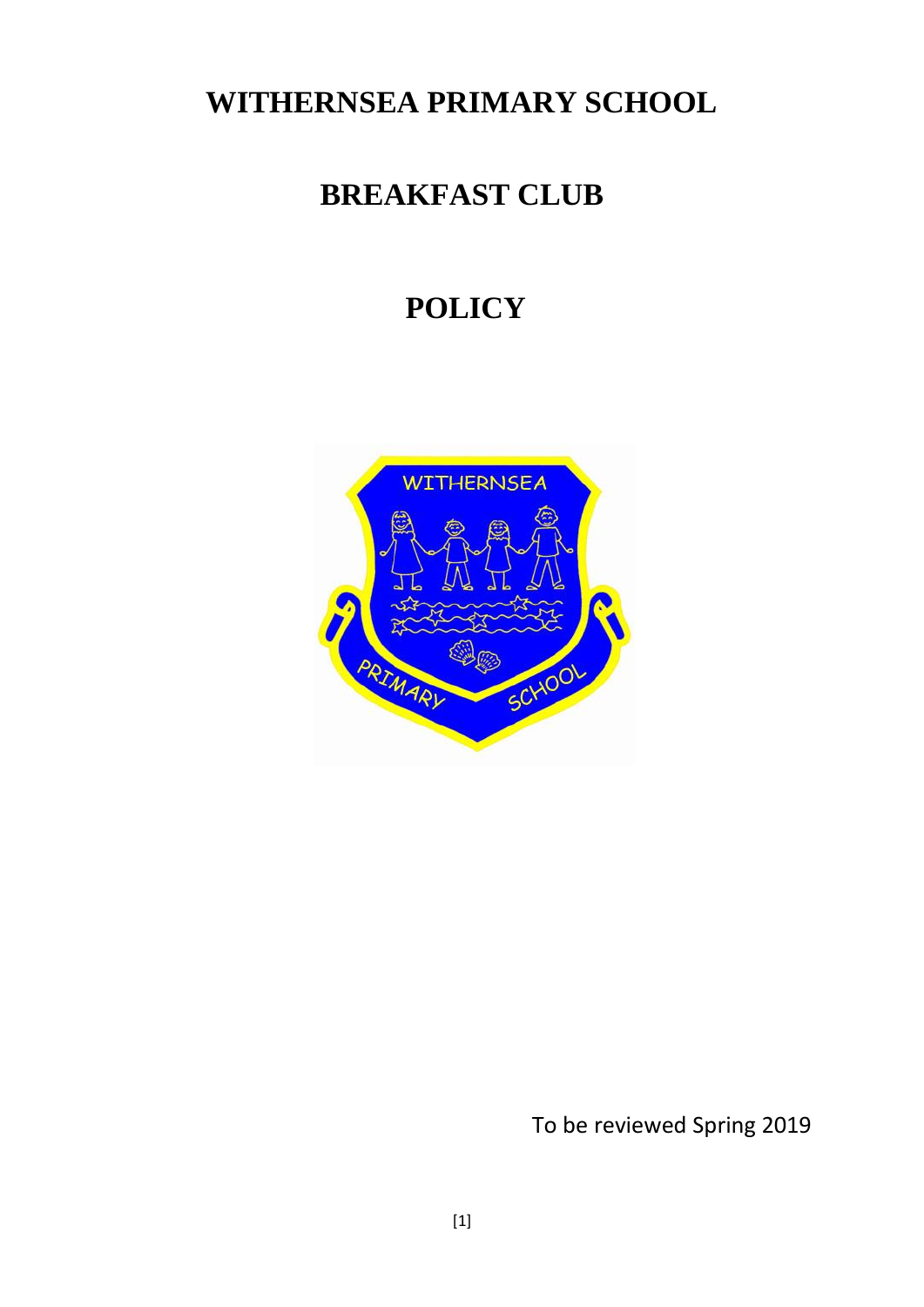# WITHERNSEA PRIMARY SCHOOL

# BREAKFAST CLUB

# POLICY

To be reviewed Spring 2019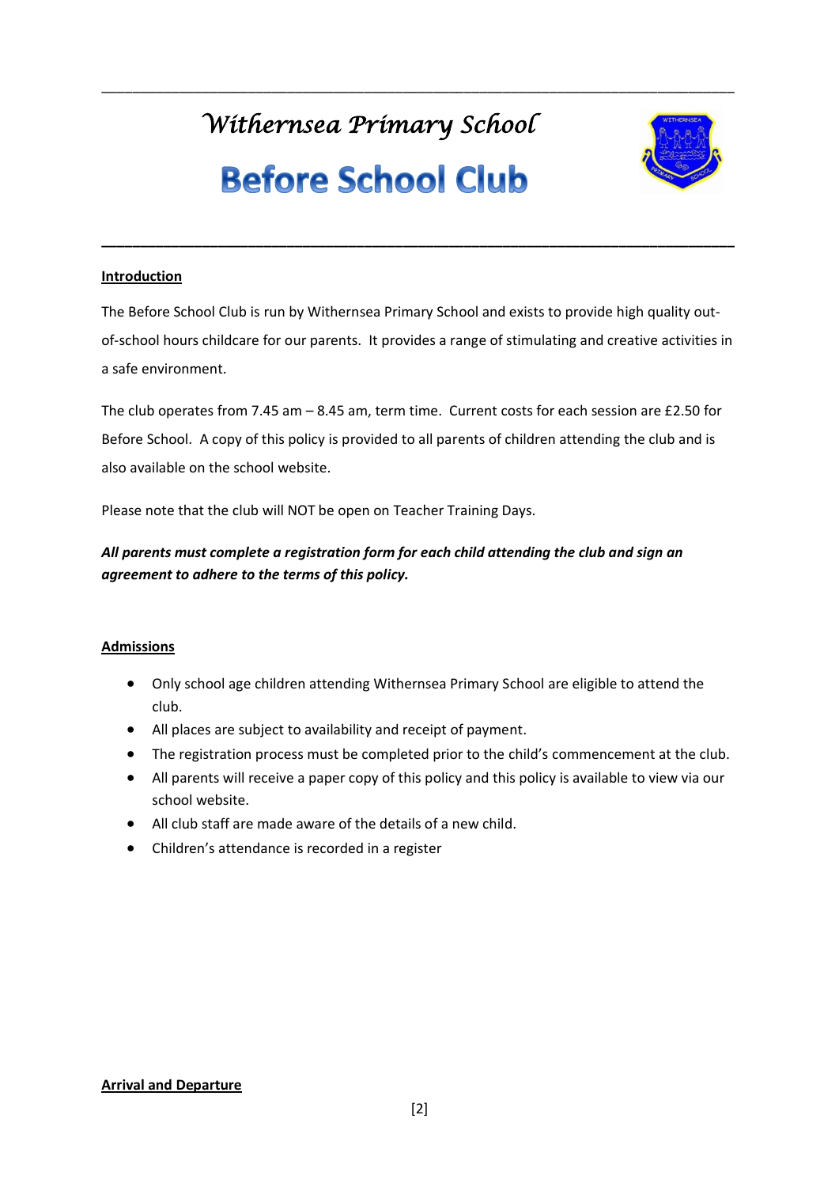# Withernsea Primary School

# Before School Club

## Introduction

The Before School Club is run by Withernsea Primary School and exists to provide high quality out-of-school hours childcare for our parents. It provides a range of stimulating and creative activities in a safe environment.

The club operates from 7.45 am – 8.45 am, term time. Current costs for each session are £2.50 for Before School. A copy of this policy is provided to all parents of children attending the club and is also available on the school website.

Please note that the club will NOT be open on Teacher Training Days.

***All parents must complete a registration form for each child attending the club and sign an agreement to adhere to the terms of this policy.***

## Admissions

- Only school age children attending Withernsea Primary School are eligible to attend the club.
- All places are subject to availability and receipt of payment.
- The registration process must be completed prior to the child's commencement at the club.
- All parents will receive a paper copy of this policy and this policy is available to view via our school website.
- All club staff are made aware of the details of a new child.
- Children's attendance is recorded in a register

## Arrival and Departure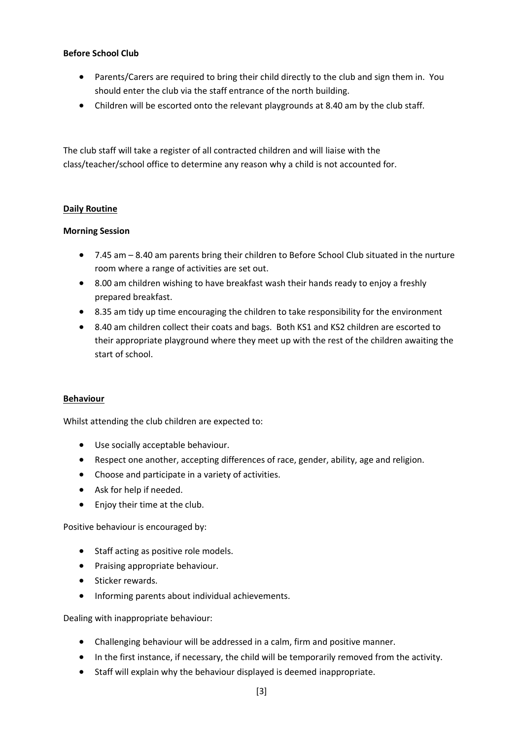**Before School Club**

- Parents/Carers are required to bring their child directly to the club and sign them in. You should enter the club via the staff entrance of the north building.
- Children will be escorted onto the relevant playgrounds at 8.40 am by the club staff.

The club staff will take a register of all contracted children and will liaise with the class/teacher/school office to determine any reason why a child is not accounted for.

## Daily Routine

**Morning Session**

- 7.45 am – 8.40 am parents bring their children to Before School Club situated in the nurture room where a range of activities are set out.
- 8.00 am children wishing to have breakfast wash their hands ready to enjoy a freshly prepared breakfast.
- 8.35 am tidy up time encouraging the children to take responsibility for the environment
- 8.40 am children collect their coats and bags. Both KS1 and KS2 children are escorted to their appropriate playground where they meet up with the rest of the children awaiting the start of school.

## Behaviour

Whilst attending the club children are expected to:

- Use socially acceptable behaviour.
- Respect one another, accepting differences of race, gender, ability, age and religion.
- Choose and participate in a variety of activities.
- Ask for help if needed.
- Enjoy their time at the club.

Positive behaviour is encouraged by:

- Staff acting as positive role models.
- Praising appropriate behaviour.
- Sticker rewards.
- Informing parents about individual achievements.

Dealing with inappropriate behaviour:

- Challenging behaviour will be addressed in a calm, firm and positive manner.
- In the first instance, if necessary, the child will be temporarily removed from the activity.
- Staff will explain why the behaviour displayed is deemed inappropriate.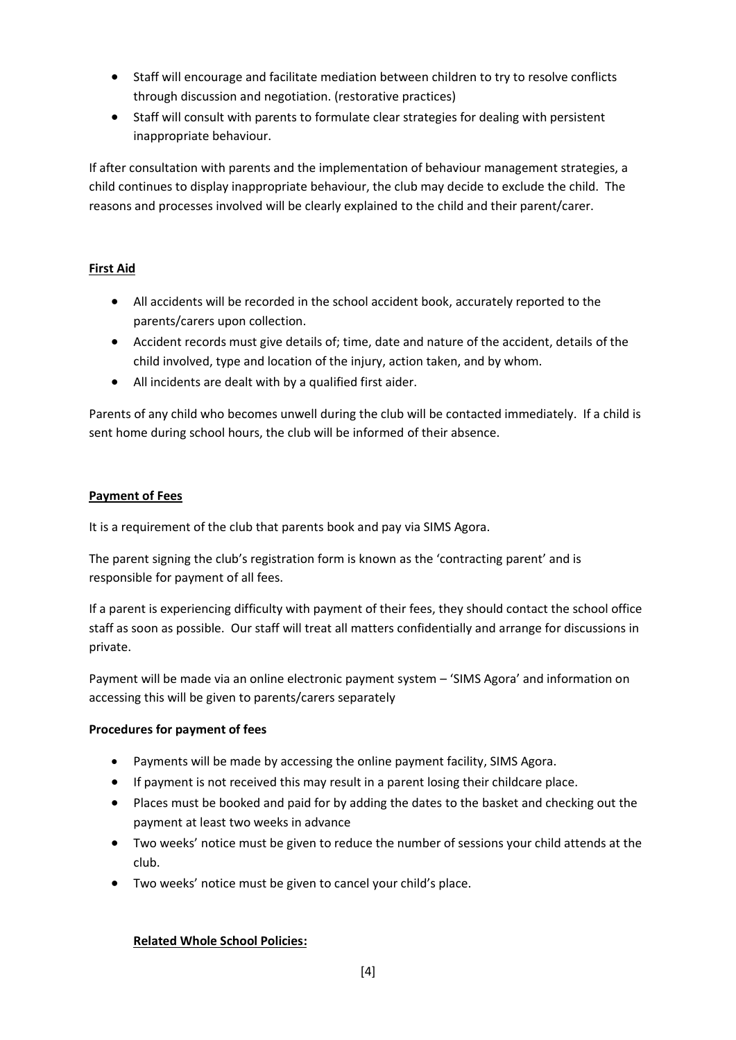- Staff will encourage and facilitate mediation between children to try to resolve conflicts through discussion and negotiation. (restorative practices)
- Staff will consult with parents to formulate clear strategies for dealing with persistent inappropriate behaviour.

If after consultation with parents and the implementation of behaviour management strategies, a child continues to display inappropriate behaviour, the club may decide to exclude the child. The reasons and processes involved will be clearly explained to the child and their parent/carer.

## First Aid

- All accidents will be recorded in the school accident book, accurately reported to the parents/carers upon collection.
- Accident records must give details of; time, date and nature of the accident, details of the child involved, type and location of the injury, action taken, and by whom.
- All incidents are dealt with by a qualified first aider.

Parents of any child who becomes unwell during the club will be contacted immediately. If a child is sent home during school hours, the club will be informed of their absence.

## Payment of Fees

It is a requirement of the club that parents book and pay via SIMS Agora.

The parent signing the club's registration form is known as the 'contracting parent' and is responsible for payment of all fees.

If a parent is experiencing difficulty with payment of their fees, they should contact the school office staff as soon as possible. Our staff will treat all matters confidentially and arrange for discussions in private.

Payment will be made via an online electronic payment system – 'SIMS Agora' and information on accessing this will be given to parents/carers separately

### Procedures for payment of fees

- Payments will be made by accessing the online payment facility, SIMS Agora.
- If payment is not received this may result in a parent losing their childcare place.
- Places must be booked and paid for by adding the dates to the basket and checking out the payment at least two weeks in advance
- Two weeks' notice must be given to reduce the number of sessions your child attends at the club.
- Two weeks' notice must be given to cancel your child's place.

## Related Whole School Policies: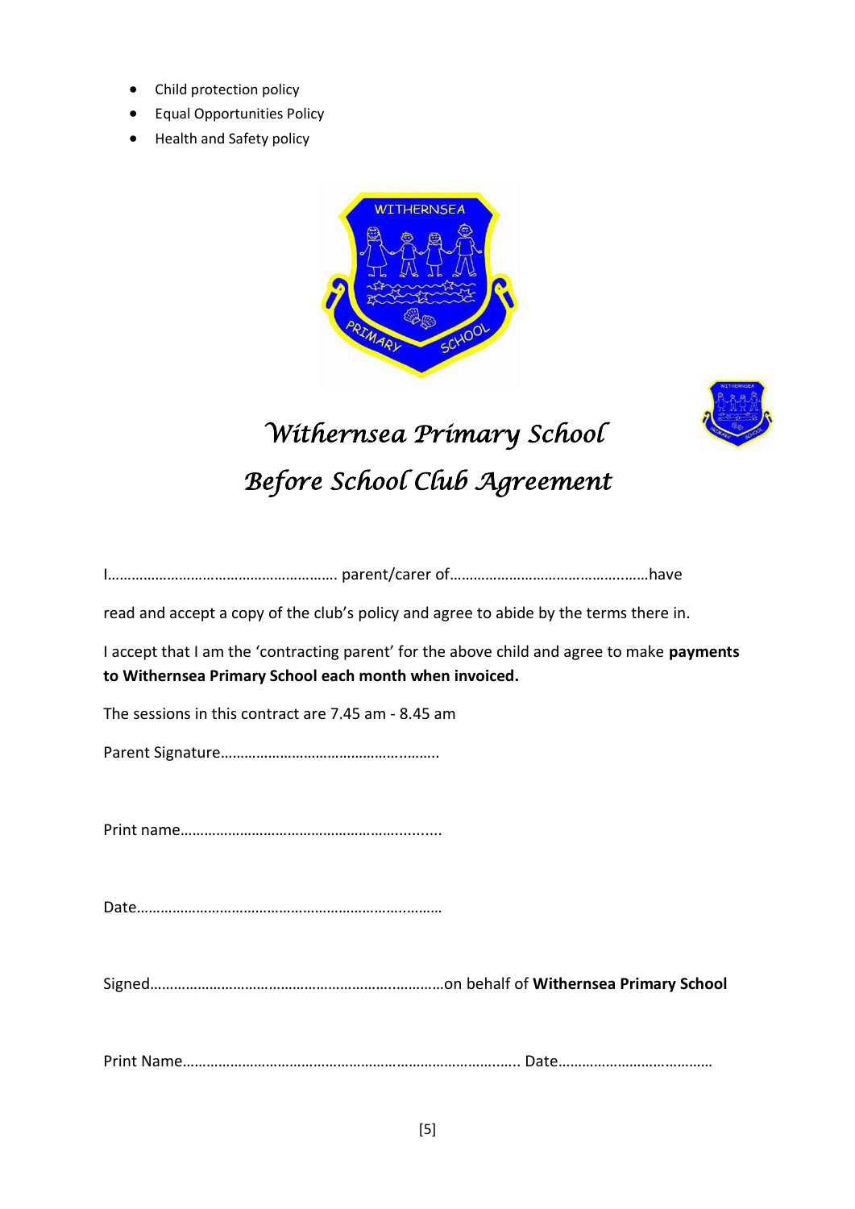- Child protection policy
- Equal Opportunities Policy
- Health and Safety policy

# Withernsea Primary School
# Before School Club Agreement

I…………………………………………………. parent/carer of………………………………….……have

read and accept a copy of the club's policy and agree to abide by the terms there in.

I accept that I am the 'contracting parent' for the above child and agree to make **payments to Withernsea Primary School each month when invoiced.**

The sessions in this contract are 7.45 am - 8.45 am

Parent Signature……………………………………….……..

Print name………………………………………………….........

Date……………………………………………………….………

Signed………………………………………………………..…………on behalf of **Withernsea Primary School**

Print Name………………………………………………………………………. Date…………………………………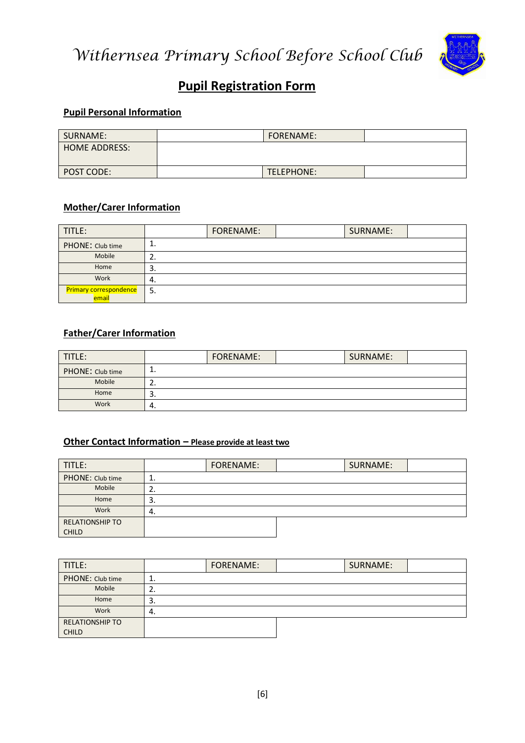# *Withernsea Primary School Before School Club*

## Pupil Registration Form

### Pupil Personal Information

| | | | |
|---|---|---|---|
| SURNAME: | | FORENAME: | |
| HOME ADDRESS: | | | |
| POST CODE: | | TELEPHONE: | |

### Mother/Carer Information

| | | | | | |
|---|---|---|---|---|---|
| TITLE: | | FORENAME: | | SURNAME: | |
| PHONE: Club time | 1. | | | | |
| Mobile | 2. | | | | |
| Home | 3. | | | | |
| Work | 4. | | | | |
| Primary correspondence email | 5. | | | | |

### Father/Carer Information

| | | | | | |
|---|---|---|---|---|---|
| TITLE: | | FORENAME: | | SURNAME: | |
| PHONE: Club time | 1. | | | | |
| Mobile | 2. | | | | |
| Home | 3. | | | | |
| Work | 4. | | | | |

### Other Contact Information – Please provide at least two

| | | | | | |
|---|---|---|---|---|---|
| TITLE: | | FORENAME: | | SURNAME: | |
| PHONE: Club time | 1. | | | | |
| Mobile | 2. | | | | |
| Home | 3. | | | | |
| Work | 4. | | | | |
| RELATIONSHIP TO CHILD | | | | | |

| | | | | | |
|---|---|---|---|---|---|
| TITLE: | | FORENAME: | | SURNAME: | |
| PHONE: Club time | 1. | | | | |
| Mobile | 2. | | | | |
| Home | 3. | | | | |
| Work | 4. | | | | |
| RELATIONSHIP TO CHILD | | | | | |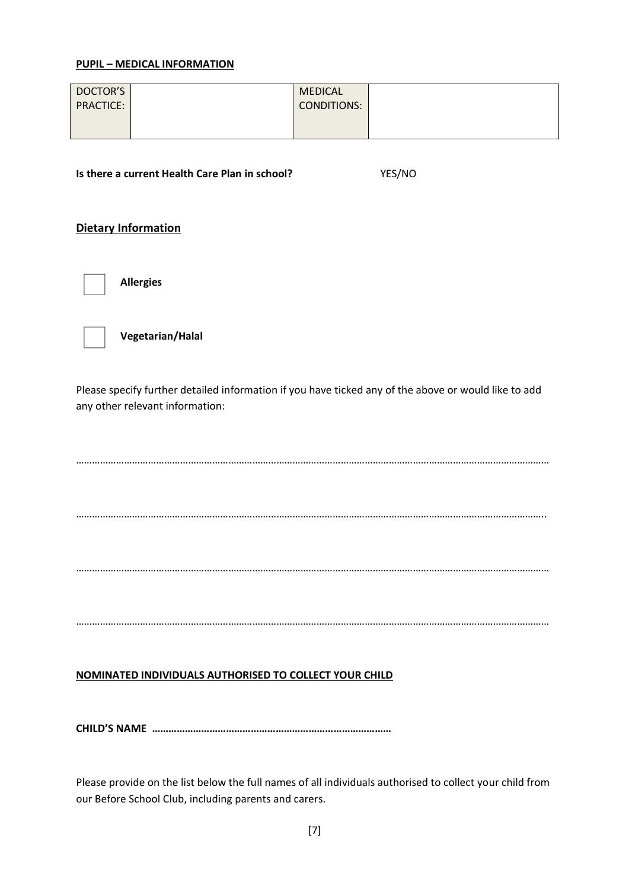**PUPIL – MEDICAL INFORMATION**

| | | | |
|---|---|---|---|
| DOCTOR'S PRACTICE: | | MEDICAL CONDITIONS: | |

**Is there a current Health Care Plan in school?** YES/NO

## Dietary Information

☐ **Allergies**

☐ **Vegetarian/Halal**

Please specify further detailed information if you have ticked any of the above or would like to add any other relevant information:

……………………………………………………………………………………………………………………………………………………

……………………………………………………………………………………………………………………………………………………..

……………………………………………………………………………………………………………………………………………………

……………………………………………………………………………………………………………………………………………………

**NOMINATED INDIVIDUALS AUTHORISED TO COLLECT YOUR CHILD**

**CHILD'S NAME ……………………………………………………………………………**

Please provide on the list below the full names of all individuals authorised to collect your child from our Before School Club, including parents and carers.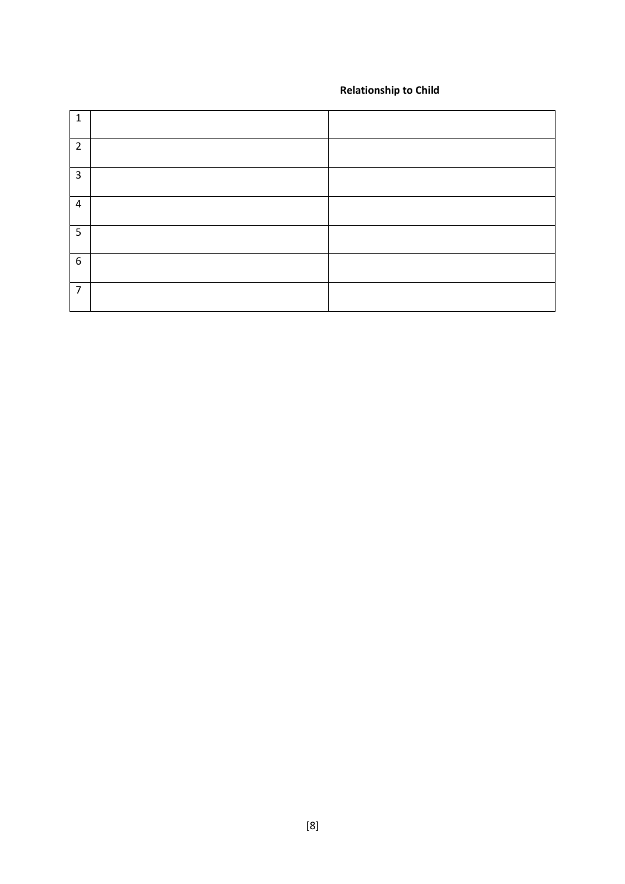| | | Relationship to Child |
|---|---|---|
| 1 | | |
| 2 | | |
| 3 | | |
| 4 | | |
| 5 | | |
| 6 | | |
| 7 | | |